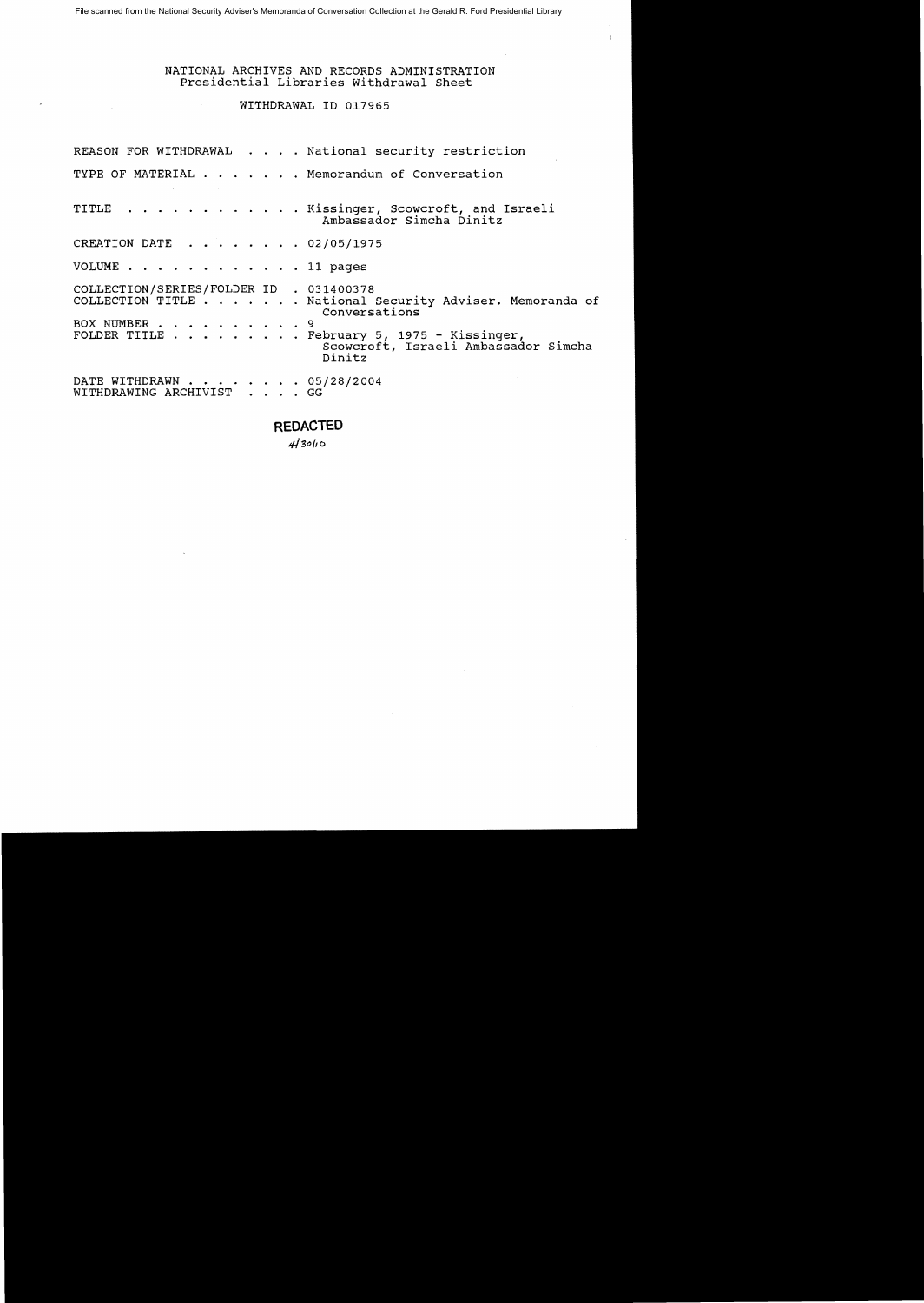File scanned from the National Security Adviser's Memoranda of Conversation Collection at the Gerald R. Ford Presidential Library

NATIONAL ARCHIVES AND RECORDS ADMINISTRATION
Presidential Libraries Withdrawal Sheet

WITHDRAWAL ID 017965

REASON FOR WITHDRAWAL . . . . National security restriction

TYPE OF MATERIAL . . . . . . . Memorandum of Conversation

TITLE . . . . . . . . . . . . Kissinger, Scowcroft, and Israeli Ambassador Simcha Dinitz

CREATION DATE . . . . . . . . 02/05/1975

VOLUME . . . . . . . . . . . . 11 pages

COLLECTION/SERIES/FOLDER ID . 031400378
COLLECTION TITLE . . . . . . . National Security Adviser. Memoranda of Conversations
BOX NUMBER . . . . . . . . . . 9
FOLDER TITLE . . . . . . . . . February 5, 1975 - Kissinger, Scowcroft, Israeli Ambassador Simcha Dinitz

DATE WITHDRAWN . . . . . . . . 05/28/2004
WITHDRAWING ARCHIVIST . . . . GG

**REDACTED**

4/30/10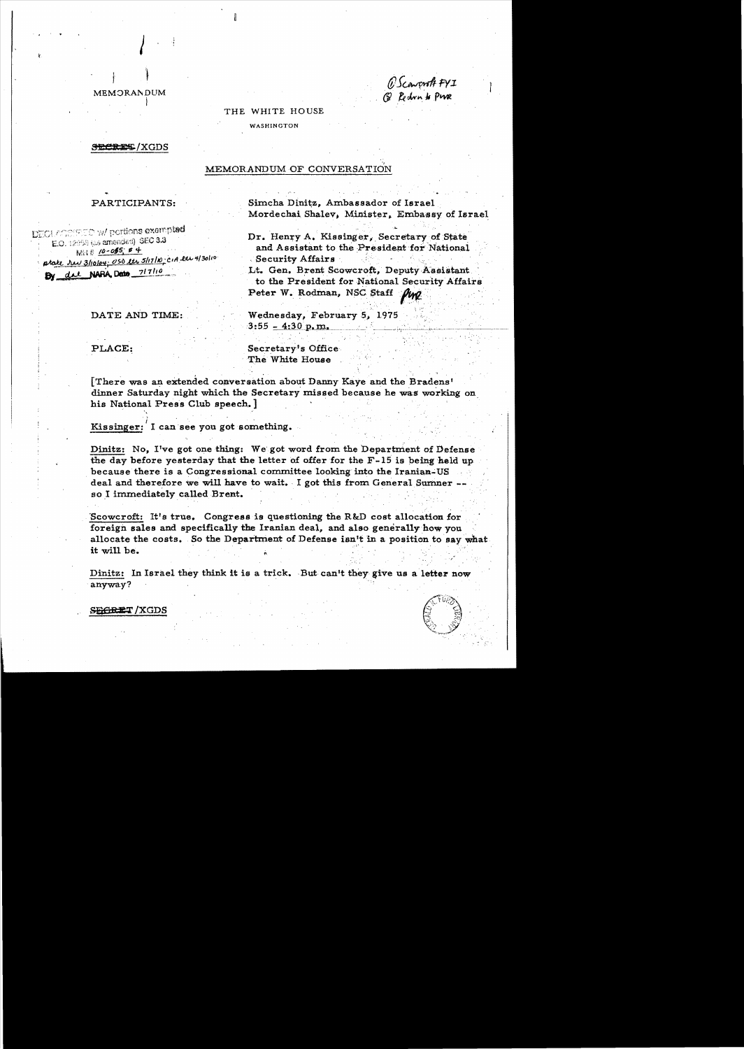MEMORANDUM

O Scowcroft FYI
② Return to PWR

THE WHITE HOUSE

WASHINGTON

~~SECRET~~/XGDS

MEMORANDUM OF CONVERSATION

DECLASSIFIED w/ portions exempted
E.O. 12958 (as amended) SEC 3.3
MR # 10-085; # 4
state rev 3/10/04; OSD ltr 5/17/10; CIA ltr 4/30/10
By dal NARA, Date 7/7/10

PARTICIPANTS:

Simcha Dinitz, Ambassador of Israel
Mordechai Shalev, Minister, Embassy of Israel

Dr. Henry A. Kissinger, Secretary of State and Assistant to the President for National Security Affairs

Lt. Gen. Brent Scowcroft, Deputy Assistant to the President for National Security Affairs

Peter W. Rodman, NSC Staff *PWR*

DATE AND TIME:

Wednesday, February 5, 1975
3:55 - 4:30 p.m.

PLACE:

Secretary's Office
The White House

[There was an extended conversation about Danny Kaye and the Bradens' dinner Saturday night which the Secretary missed because he was working on his National Press Club speech.]

Kissinger: I can see you got something.

Dinitz: No, I've got one thing: We got word from the Department of Defense the day before yesterday that the letter of offer for the F-15 is being held up because there is a Congressional committee looking into the Iranian-US deal and therefore we will have to wait. I got this from General Sumner -- so I immediately called Brent.

Scowcroft: It's true. Congress is questioning the R&D cost allocation for foreign sales and specifically the Iranian deal, and also generally how you allocate the costs. So the Department of Defense isn't in a position to say what it will be.

Dinitz: In Israel they think it is a trick. But can't they give us a letter now anyway?

~~SECRET~~/XGDS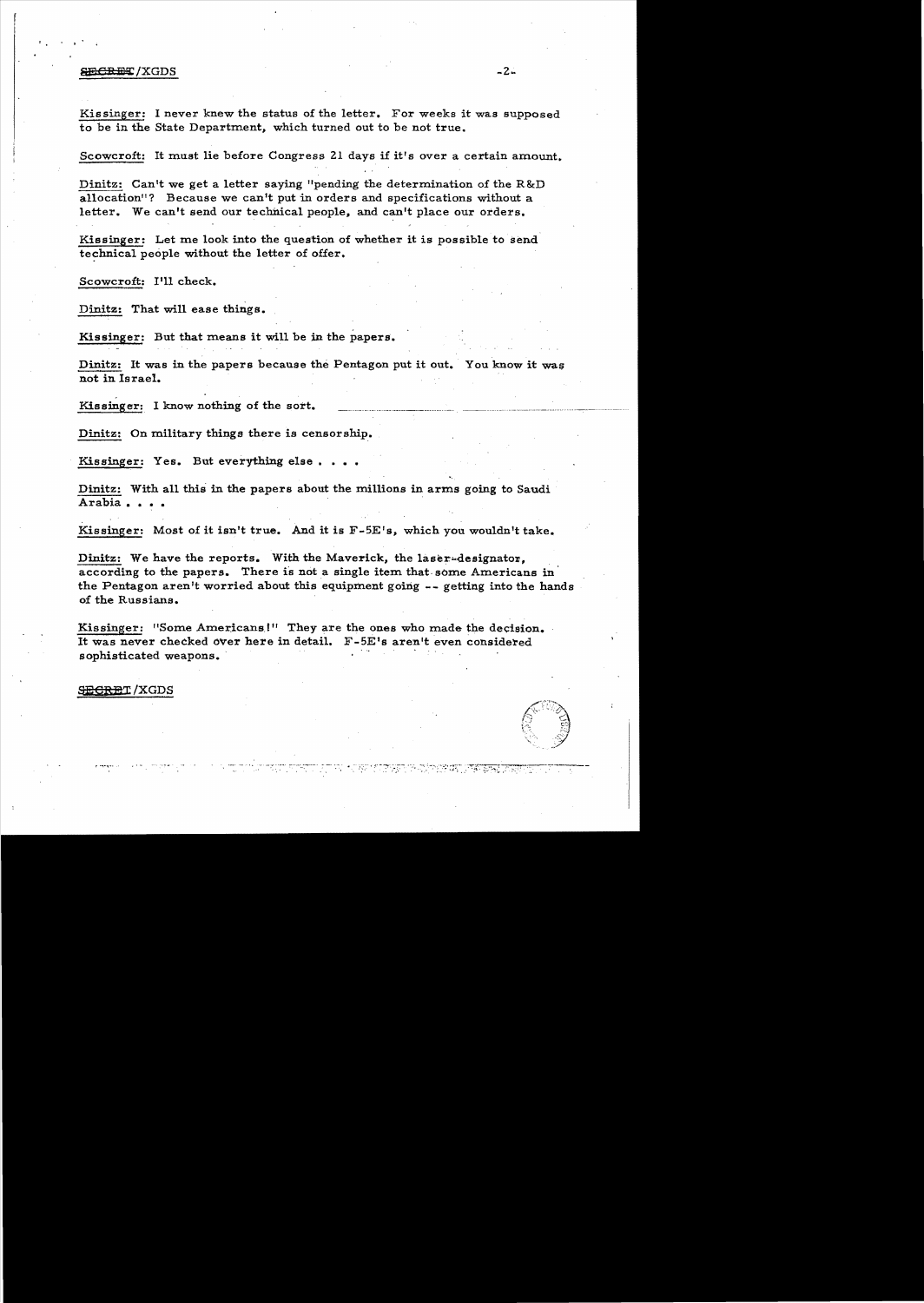Kissinger: I never knew the status of the letter. For weeks it was supposed to be in the State Department, which turned out to be not true.

Scowcroft: It must lie before Congress 21 days if it's over a certain amount.

Dinitz: Can't we get a letter saying "pending the determination of the R&D allocation"? Because we can't put in orders and specifications without a letter. We can't send our technical people, and can't place our orders.

Kissinger: Let me look into the question of whether it is possible to send technical people without the letter of offer.

Scowcroft: I'll check.

Dinitz: That will ease things.

Kissinger: But that means it will be in the papers.

Dinitz: It was in the papers because the Pentagon put it out. You know it was not in Israel.

Kissinger: I know nothing of the sort.

Dinitz: On military things there is censorship.

Kissinger: Yes. But everything else . . . .

Dinitz: With all this in the papers about the millions in arms going to Saudi Arabia . . . .

Kissinger: Most of it isn't true. And it is F-5E's, which you wouldn't take.

Dinitz: We have the reports. With the Maverick, the laser-designator, according to the papers. There is not a single item that some Americans in the Pentagon aren't worried about this equipment going -- getting into the hands of the Russians.

Kissinger: "Some Americans!" They are the ones who made the decision. It was never checked over here in detail. F-5E's aren't even considered sophisticated weapons.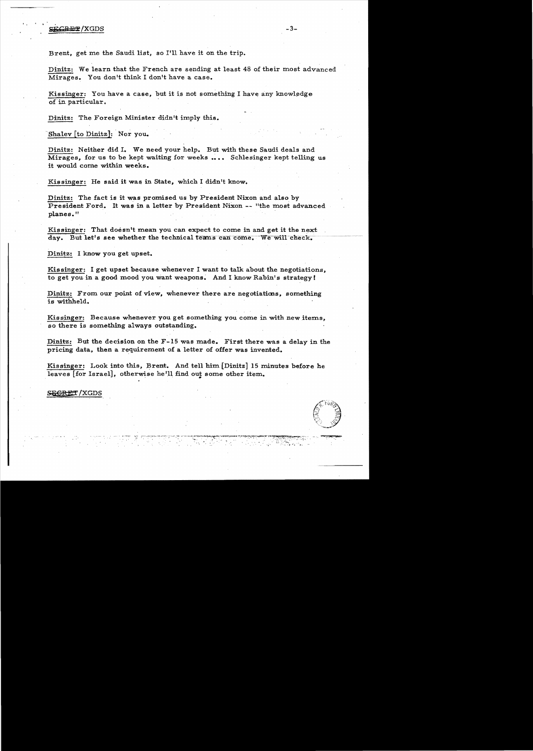Brent, get me the Saudi list, so I'll have it on the trip.

Dinitz: We learn that the French are sending at least 48 of their most advanced Mirages. You don't think I don't have a case.

Kissinger: You have a case, but it is not something I have any knowledge of in particular.

Dinitz: The Foreign Minister didn't imply this.

Shalev [to Dinitz]: Nor you.

Dinitz: Neither did I. We need your help. But with these Saudi deals and Mirages, for us to be kept waiting for weeks .... Schlesinger kept telling us it would come within weeks.

Kissinger: He said it was in State, which I didn't know.

Dinitz: The fact is it was promised us by President Nixon and also by President Ford. It was in a letter by President Nixon -- "the most advanced planes."

Kissinger: That doesn't mean you can expect to come in and get it the next day. But let's see whether the technical teams can come. We will check.

Dinitz: I know you get upset.

Kissinger: I get upset because whenever I want to talk about the negotiations, to get you in a good mood you want weapons. And I know Rabin's strategy!

Dinitz: From our point of view, whenever there are negotiations, something is withheld.

Kissinger: Because whenever you get something you come in with new items, so there is something always outstanding.

Dinitz: But the decision on the F-15 was made. First there was a delay in the pricing data, then a requirement of a letter of offer was invented.

Kissinger: Look into this, Brent. And tell him [Dinitz] 15 minutes before he leaves [for Israel], otherwise he'll find out some other item.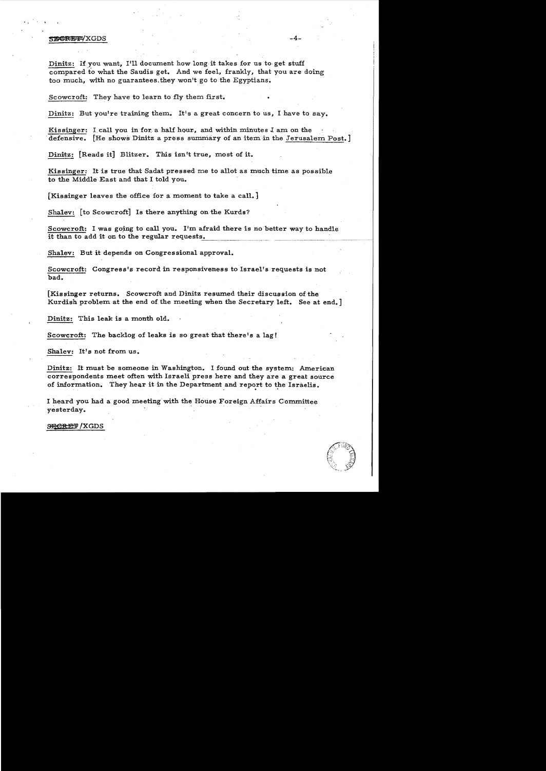Dinitz: If you want, I'll document how long it takes for us to get stuff compared to what the Saudis get. And we feel, frankly, that you are doing too much, with no guarantees they won't go to the Egyptians.

Scowcroft: They have to learn to fly them first.

Dinitz: But you're training them. It's a great concern to us, I have to say.

Kissinger: I call you in for a half hour, and within minutes I am on the defensive. [He shows Dinitz a press summary of an item in the Jerusalem Post.]

Dinitz: [Reads it] Blitzer. This isn't true, most of it.

Kissinger: It is true that Sadat pressed me to allot as much time as possible to the Middle East and that I told you.

[Kissinger leaves the office for a moment to take a call.]

Shalev: [to Scowcroft] Is there anything on the Kurds?

Scowcroft: I was going to call you. I'm afraid there is no better way to handle it than to add it on to the regular requests.

Shalev: But it depends on Congressional approval.

Scowcroft: Congress's record in responsiveness to Israel's requests is not bad.

[Kissinger returns. Scowcroft and Dinitz resumed their discussion of the Kurdish problem at the end of the meeting when the Secretary left. See at end.]

Dinitz: This leak is a month old.

Scowcroft: The backlog of leaks is so great that there's a lag!

Shalev: It's not from us.

Dinitz: It must be someone in Washington. I found out the system: American correspondents meet often with Israeli press here and they are a great source of information. They hear it in the Department and report to the Israelis.

I heard you had a good meeting with the House Foreign Affairs Committee yesterday.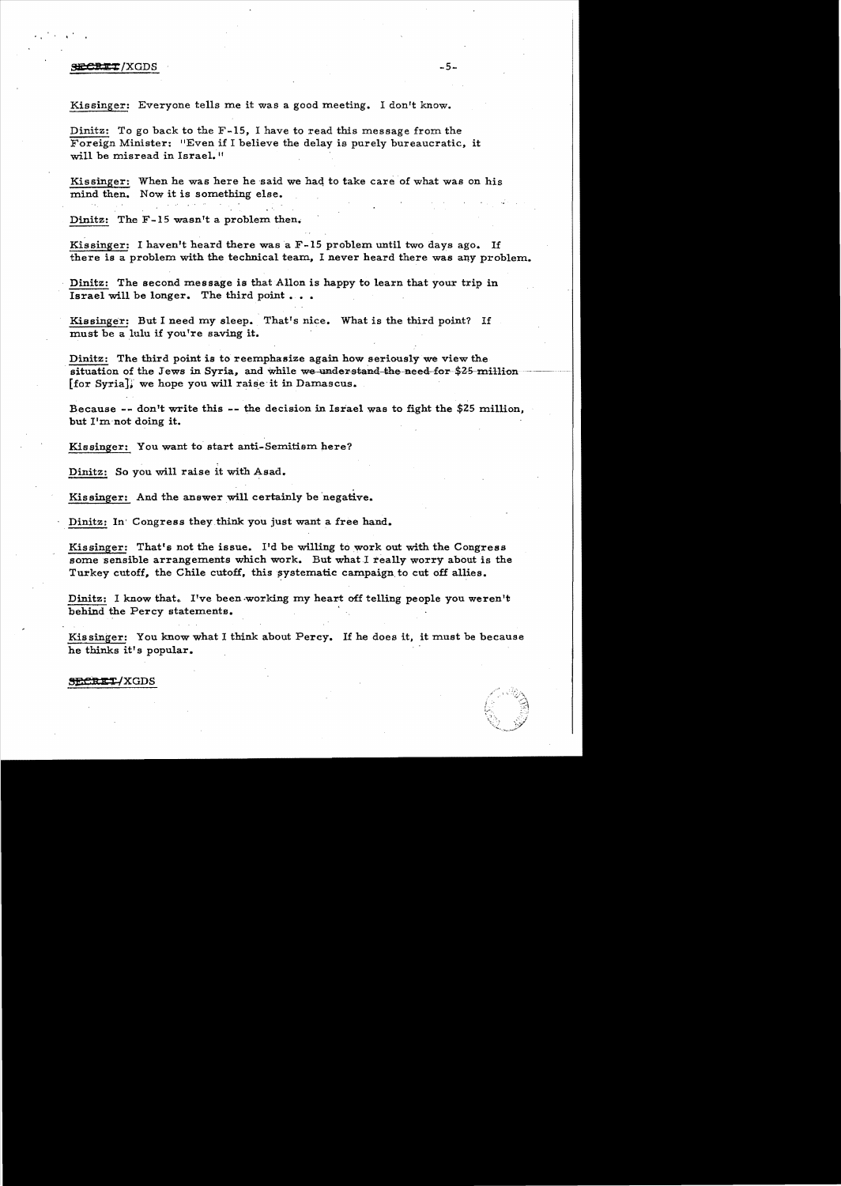Kissinger: Everyone tells me it was a good meeting. I don't know.

Dinitz: To go back to the F-15, I have to read this message from the Foreign Minister: "Even if I believe the delay is purely bureaucratic, it will be misread in Israel."

Kissinger: When he was here he said we had to take care of what was on his mind then. Now it is something else.

Dinitz: The F-15 wasn't a problem then.

Kissinger: I haven't heard there was a F-15 problem until two days ago. If there is a problem with the technical team, I never heard there was any problem.

Dinitz: The second message is that Allon is happy to learn that your trip in Israel will be longer. The third point . . .

Kissinger: But I need my sleep. That's nice. What is the third point? If must be a lulu if you're saving it.

Dinitz: The third point is to reemphasize again how seriously we view the situation of the Jews in Syria, and while ~~we understand the need for $25 million~~ [for Syria], we hope you will raise it in Damascus.

Because -- don't write this -- the decision in Israel was to fight the $25 million, but I'm not doing it.

Kissinger: You want to start anti-Semitism here?

Dinitz: So you will raise it with Asad.

Kissinger: And the answer will certainly be negative.

Dinitz: In Congress they think you just want a free hand.

Kissinger: That's not the issue. I'd be willing to work out with the Congress some sensible arrangements which work. But what I really worry about is the Turkey cutoff, the Chile cutoff, this systematic campaign to cut off allies.

Dinitz: I know that. I've been working my heart off telling people you weren't behind the Percy statements.

Kissinger: You know what I think about Percy. If he does it, it must be because he thinks it's popular.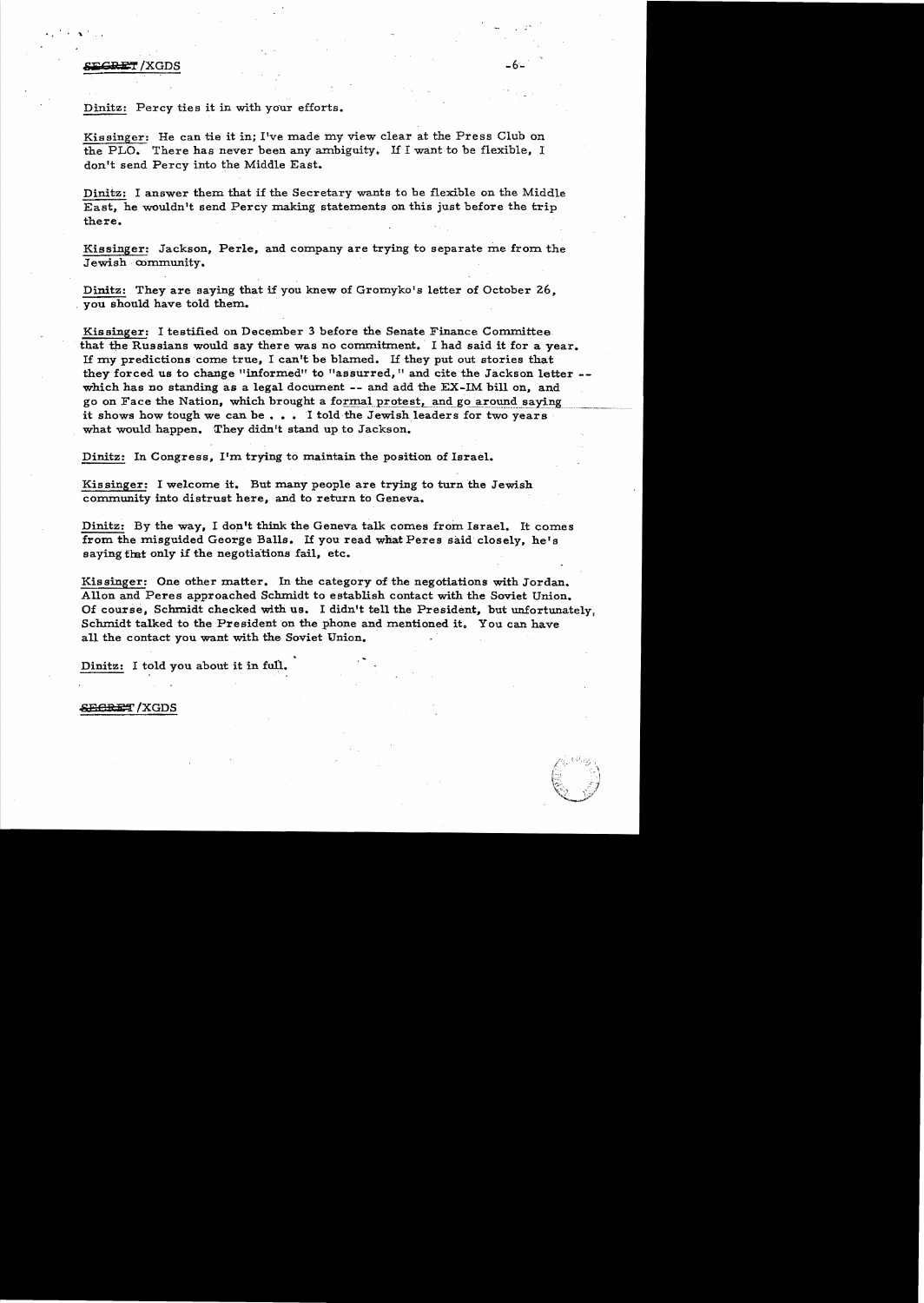SECRET/XGDS

Dinitz: Percy ties it in with your efforts.

Kissinger: He can tie it in; I've made my view clear at the Press Club on the PLO. There has never been any ambiguity. If I want to be flexible, I don't send Percy into the Middle East.

Dinitz: I answer them that if the Secretary wants to be flexible on the Middle East, he wouldn't send Percy making statements on this just before the trip there.

Kissinger: Jackson, Perle, and company are trying to separate me from the Jewish community.

Dinitz: They are saying that if you knew of Gromyko's letter of October 26, you should have told them.

Kissinger: I testified on December 3 before the Senate Finance Committee that the Russians would say there was no commitment. I had said it for a year. If my predictions come true, I can't be blamed. If they put out stories that they forced us to change "informed" to "assurred," and cite the Jackson letter -- which has no standing as a legal document -- and add the EX-IM bill on, and go on Face the Nation, which brought a formal protest, and go around saying it shows how tough we can be . . . I told the Jewish leaders for two years what would happen. They didn't stand up to Jackson.

Dinitz: In Congress, I'm trying to maintain the position of Israel.

Kissinger: I welcome it. But many people are trying to turn the Jewish community into distrust here, and to return to Geneva.

Dinitz: By the way, I don't think the Geneva talk comes from Israel. It comes from the misguided George Balls. If you read what Peres said closely, he's saying that only if the negotiations fail, etc.

Kissinger: One other matter. In the category of the negotiations with Jordan. Allon and Peres approached Schmidt to establish contact with the Soviet Union. Of course, Schmidt checked with us. I didn't tell the President, but unfortunately, Schmidt talked to the President on the phone and mentioned it. You can have all the contact you want with the Soviet Union.

Dinitz: I told you about it in full.

SECRET/XGDS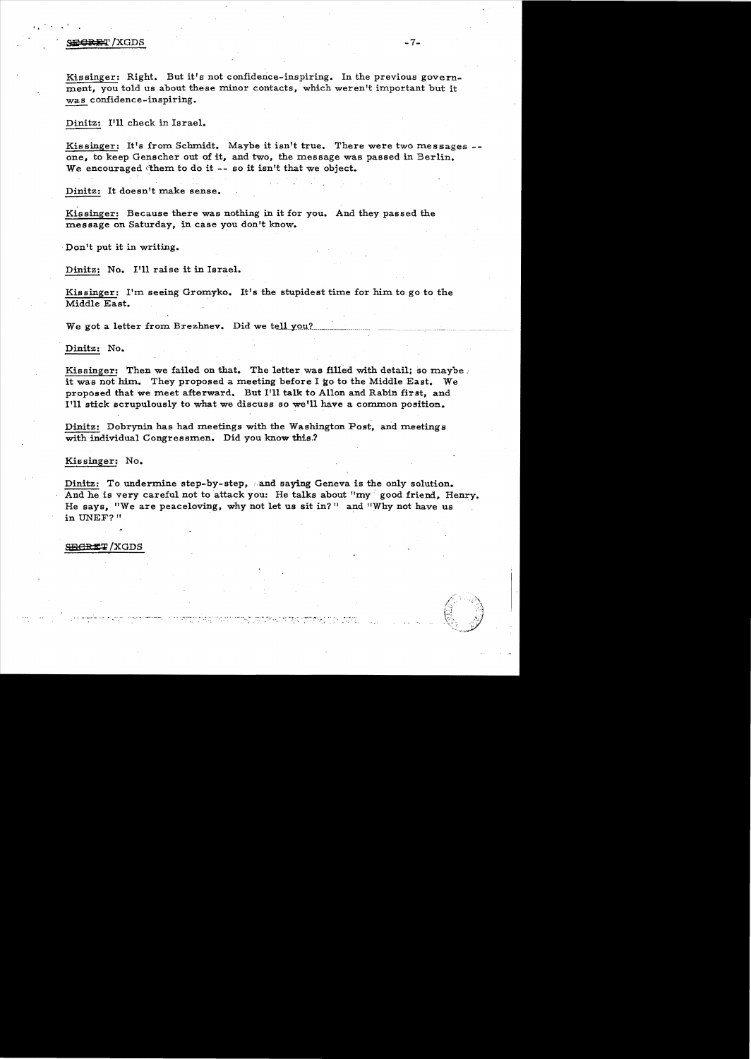Kissinger: Right. But it's not confidence-inspiring. In the previous government, you told us about these minor contacts, which weren't important but it was confidence-inspiring.

Dinitz: I'll check in Israel.

Kissinger: It's from Schmidt. Maybe it isn't true. There were two messages -- one, to keep Genscher out of it, and two, the message was passed in Berlin. We encouraged them to do it -- so it isn't that we object.

Dinitz: It doesn't make sense.

Kissinger: Because there was nothing in it for you. And they passed the message on Saturday, in case you don't know.

Don't put it in writing.

Dinitz: No. I'll raise it in Israel.

Kissinger: I'm seeing Gromyko. It's the stupidest time for him to go to the Middle East.

We got a letter from Brezhnev. Did we tell you?

Dinitz: No.

Kissinger: Then we failed on that. The letter was filled with detail; so maybe it was not him. They proposed a meeting before I go to the Middle East. We proposed that we meet afterward. But I'll talk to Allon and Rabin first, and I'll stick scrupulously to what we discuss so we'll have a common position.

Dinitz: Dobrynin has had meetings with the Washington Post, and meetings with individual Congressmen. Did you know this?

Kissinger: No.

Dinitz: To undermine step-by-step, and saying Geneva is the only solution. And he is very careful not to attack you: He talks about "my good friend, Henry. He says, "We are peaceloving, why not let us sit in?" and "Why not have us in UNEF?"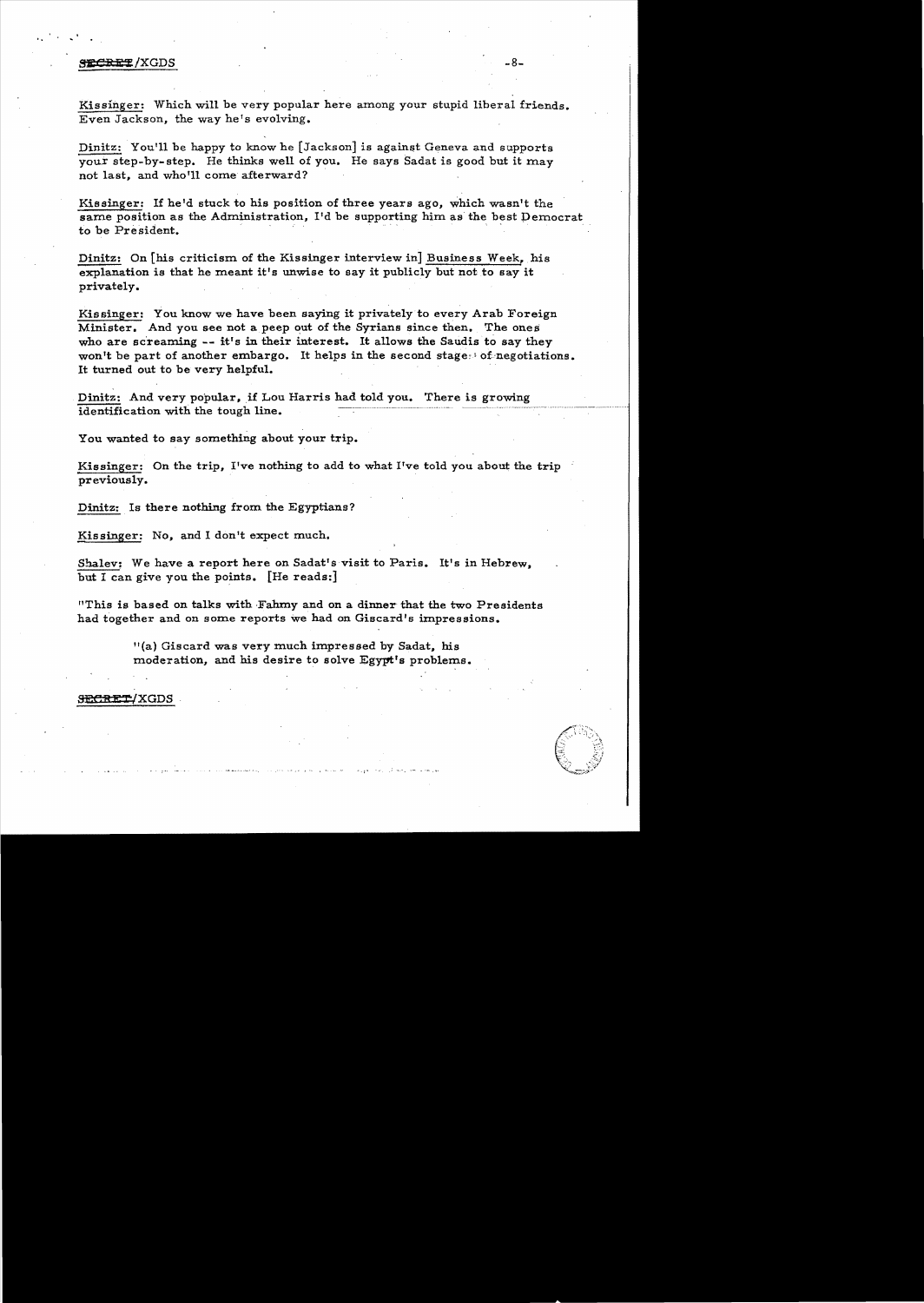**Kissinger:** Which will be very popular here among your stupid liberal friends. Even Jackson, the way he's evolving.

**Dinitz:** You'll be happy to know he [Jackson] is against Geneva and supports your step-by-step. He thinks well of you. He says Sadat is good but it may not last, and who'll come afterward?

**Kissinger:** If he'd stuck to his position of three years ago, which wasn't the same position as the Administration, I'd be supporting him as the best Democrat to be President.

**Dinitz:** On [his criticism of the Kissinger interview in] *Business Week*, his explanation is that he meant it's unwise to say it publicly but not to say it privately.

**Kissinger:** You know we have been saying it privately to every Arab Foreign Minister. And you see not a peep out of the Syrians since then. The ones who are screaming -- it's in their interest. It allows the Saudis to say they won't be part of another embargo. It helps in the second stage of negotiations. It turned out to be very helpful.

**Dinitz:** And very popular, if Lou Harris had told you. There is growing identification with the tough line.

You wanted to say something about your trip.

**Kissinger:** On the trip, I've nothing to add to what I've told you about the trip previously.

**Dinitz:** Is there nothing from the Egyptians?

**Kissinger:** No, and I don't expect much.

**Shalev:** We have a report here on Sadat's visit to Paris. It's in Hebrew, but I can give you the points. [He reads:]

"This is based on talks with Fahmy and on a dinner that the two Presidents had together and on some reports we had on Giscard's impressions.

> "(a) Giscard was very much impressed by Sadat, his moderation, and his desire to solve Egypt's problems.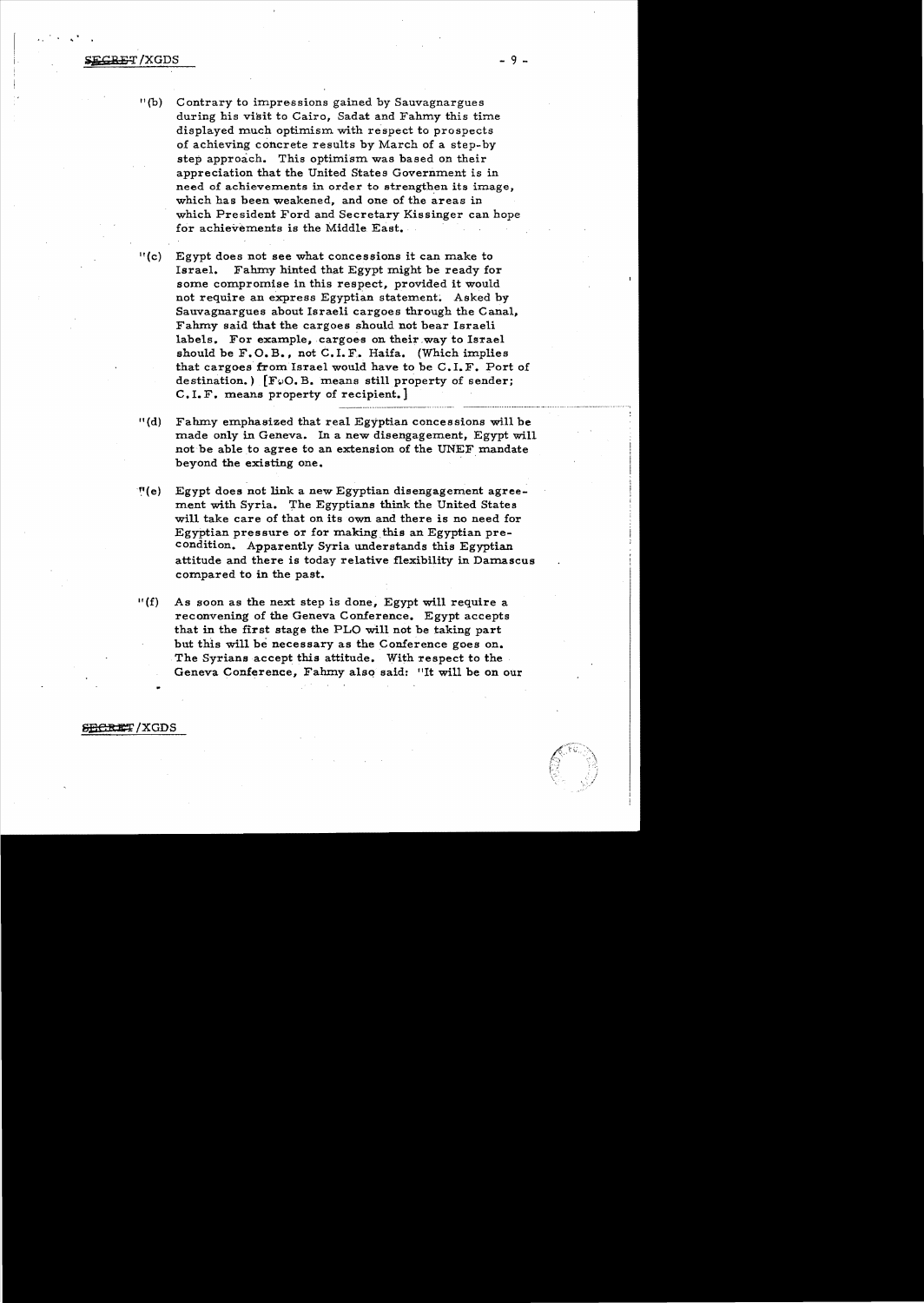"(b) Contrary to impressions gained by Sauvagnargues during his visit to Cairo, Sadat and Fahmy this time displayed much optimism with respect to prospects of achieving concrete results by March of a step-by step approach. This optimism was based on their appreciation that the United States Government is in need of achievements in order to strengthen its image, which has been weakened, and one of the areas in which President Ford and Secretary Kissinger can hope for achievements is the Middle East.

"(c) Egypt does not see what concessions it can make to Israel. Fahmy hinted that Egypt might be ready for some compromise in this respect, provided it would not require an express Egyptian statement. Asked by Sauvagnargues about Israeli cargoes through the Canal, Fahmy said that the cargoes should not bear Israeli labels. For example, cargoes on their way to Israel should be F.O.B., not C.I.F. Haifa. (Which implies that cargoes from Israel would have to be C.I.F. Port of destination.) [F.O.B. means still property of sender; C.I.F. means property of recipient.]

"(d) Fahmy emphasized that real Egyptian concessions will be made only in Geneva. In a new disengagement, Egypt will not be able to agree to an extension of the UNEF mandate beyond the existing one.

"(e) Egypt does not link a new Egyptian disengagement agreement with Syria. The Egyptians think the United States will take care of that on its own and there is no need for Egyptian pressure or for making this an Egyptian precondition. Apparently Syria understands this Egyptian attitude and there is today relative flexibility in Damascus compared to in the past.

"(f) As soon as the next step is done, Egypt will require a reconvening of the Geneva Conference. Egypt accepts that in the first stage the PLO will not be taking part but this will be necessary as the Conference goes on. The Syrians accept this attitude. With respect to the Geneva Conference, Fahmy also said: "It will be on our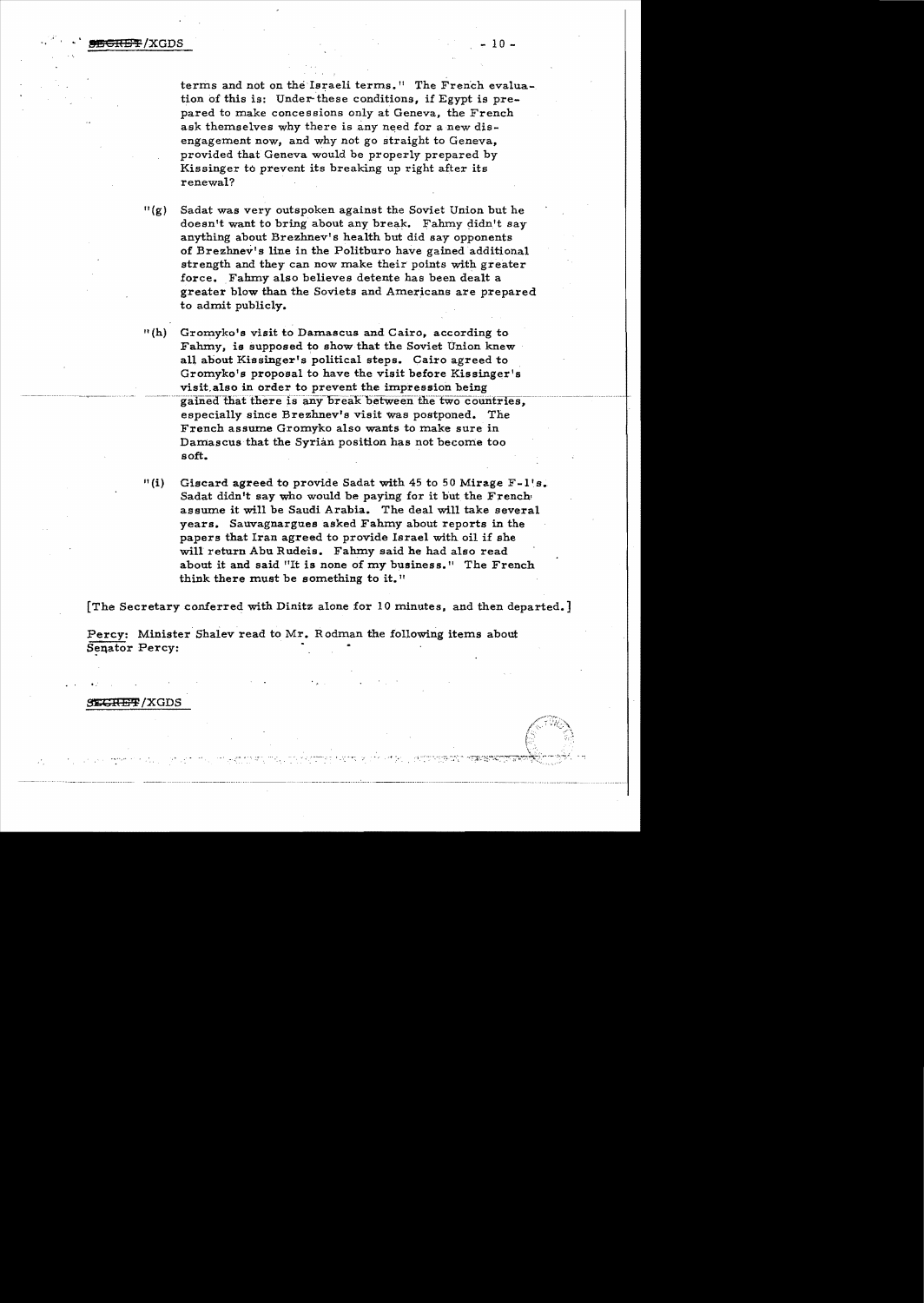terms and not on the Israeli terms." The French evaluation of this is: Under these conditions, if Egypt is prepared to make concessions only at Geneva, the French ask themselves why there is any need for a new disengagement now, and why not go straight to Geneva, provided that Geneva would be properly prepared by Kissinger to prevent its breaking up right after its renewal?

"(g) Sadat was very outspoken against the Soviet Union but he doesn't want to bring about any break. Fahmy didn't say anything about Brezhnev's health but did say opponents of Brezhnev's line in the Politburo have gained additional strength and they can now make their points with greater force. Fahmy also believes detente has been dealt a greater blow than the Soviets and Americans are prepared to admit publicly.

"(h) Gromyko's visit to Damascus and Cairo, according to Fahmy, is supposed to show that the Soviet Union knew all about Kissinger's political steps. Cairo agreed to Gromyko's proposal to have the visit before Kissinger's visit also in order to prevent the impression being gained that there is any break between the two countries, especially since Brezhnev's visit was postponed. The French assume Gromyko also wants to make sure in Damascus that the Syrian position has not become too soft.

"(i) Giscard agreed to provide Sadat with 45 to 50 Mirage F-1's. Sadat didn't say who would be paying for it but the French assume it will be Saudi Arabia. The deal will take several years. Sauvagnargues asked Fahmy about reports in the papers that Iran agreed to provide Israel with oil if she will return Abu Rudeis. Fahmy said he had also read about it and said "It is none of my business." The French think there must be something to it."

[The Secretary conferred with Dinitz alone for 10 minutes, and then departed.]

Percy: Minister Shalev read to Mr. Rodman the following items about Senator Percy: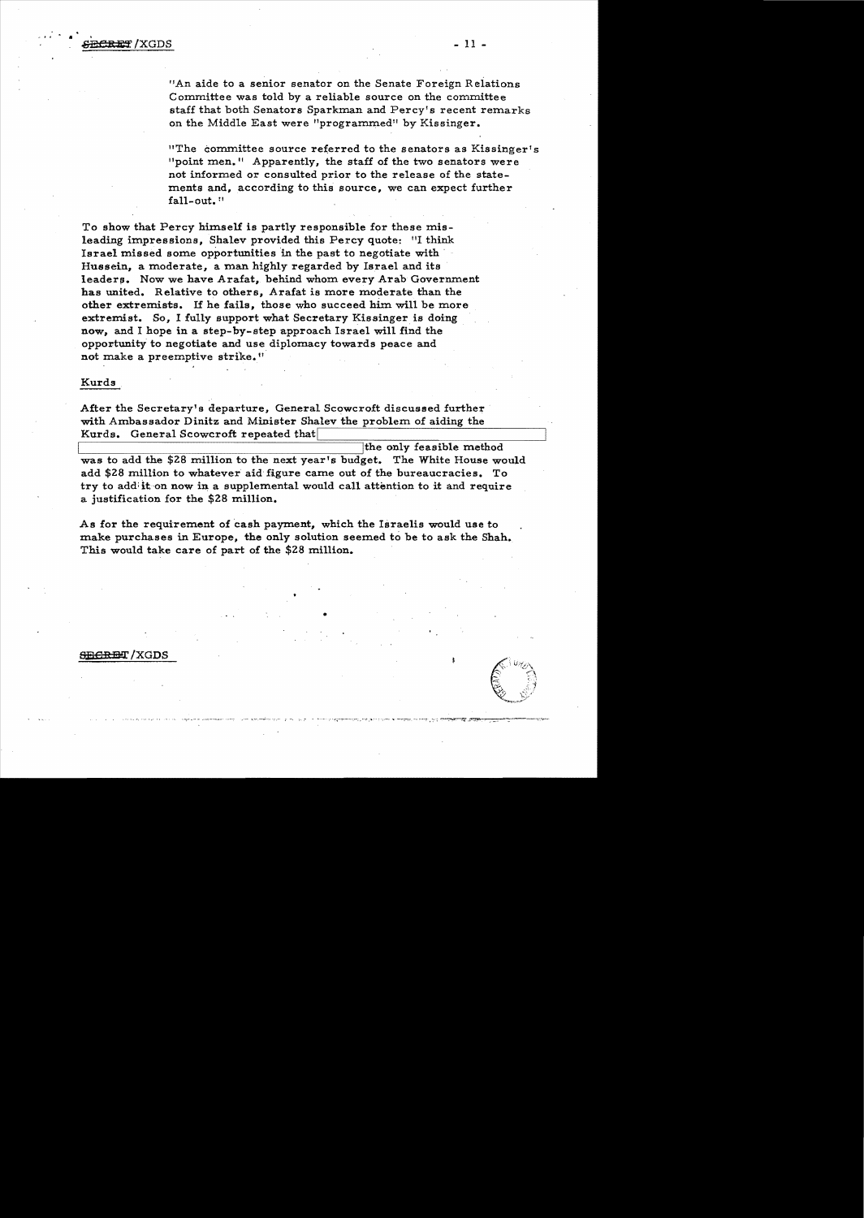"An aide to a senior senator on the Senate Foreign Relations Committee was told by a reliable source on the committee staff that both Senators Sparkman and Percy's recent remarks on the Middle East were "programmed" by Kissinger.

"The committee source referred to the senators as Kissinger's "point men." Apparently, the staff of the two senators were not informed or consulted prior to the release of the statements and, according to this source, we can expect further fall-out."

To show that Percy himself is partly responsible for these misleading impressions, Shalev provided this Percy quote: "I think Israel missed some opportunities in the past to negotiate with Hussein, a moderate, a man highly regarded by Israel and its leaders. Now we have Arafat, behind whom every Arab Government has united. Relative to others, Arafat is more moderate than the other extremists. If he fails, those who succeed him will be more extremist. So, I fully support what Secretary Kissinger is doing now, and I hope in a step-by-step approach Israel will find the opportunity to negotiate and use diplomacy towards peace and not make a preemptive strike."

## Kurds

After the Secretary's departure, General Scowcroft discussed further with Ambassador Dinitz and Minister Shalev the problem of aiding the Kurds. General Scowcroft repeated that [redacted] the only feasible method was to add the $28 million to the next year's budget. The White House would add $28 million to whatever aid figure came out of the bureaucracies. To try to add it on now in a supplemental would call attention to it and require a justification for the $28 million.

As for the requirement of cash payment, which the Israelis would use to make purchases in Europe, the only solution seemed to be to ask the Shah. This would take care of part of the $28 million.